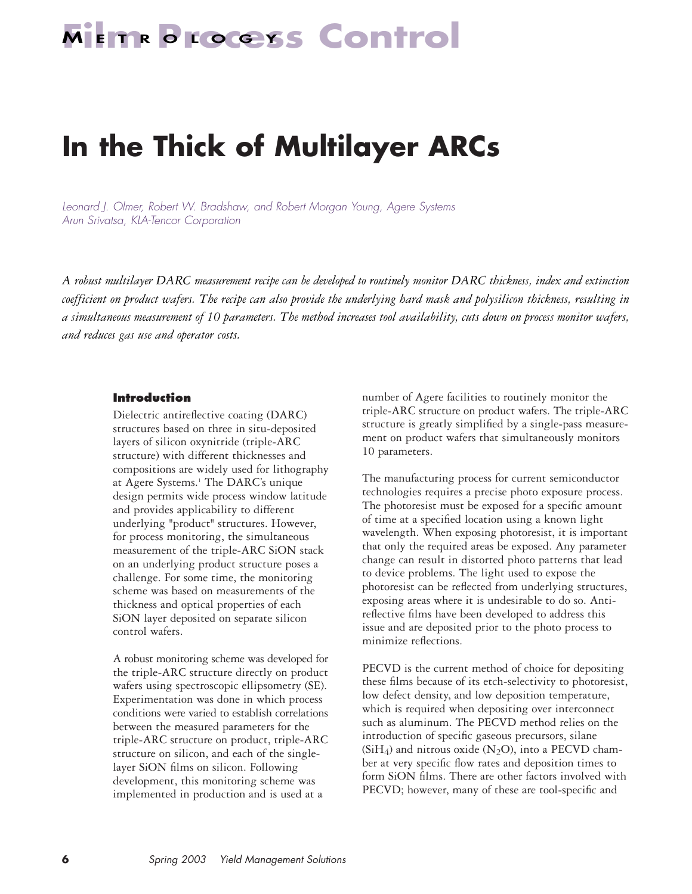# In the Thick of Multilayer ARCs

*Leonard J. Olmer, Robert W. Bradshaw, and Robert Morgan Young, Agere Systems*
*Arun Srivatsa, KLA-Tencor Corporation*

*A robust multilayer DARC measurement recipe can be developed to routinely monitor DARC thickness, index and extinction coefficient on product wafers. The recipe can also provide the underlying hard mask and polysilicon thickness, resulting in a simultaneous measurement of 10 parameters. The method increases tool availability, cuts down on process monitor wafers, and reduces gas use and operator costs.*

## Introduction

Dielectric antireflective coating (DARC) structures based on three in situ-deposited layers of silicon oxynitride (triple-ARC structure) with different thicknesses and compositions are widely used for lithography at Agere Systems.[1] The DARC's unique design permits wide process window latitude and provides applicability to different underlying "product" structures. However, for process monitoring, the simultaneous measurement of the triple-ARC SiON stack on an underlying product structure poses a challenge. For some time, the monitoring scheme was based on measurements of the thickness and optical properties of each SiON layer deposited on separate silicon control wafers.

A robust monitoring scheme was developed for the triple-ARC structure directly on product wafers using spectroscopic ellipsometry (SE). Experimentation was done in which process conditions were varied to establish correlations between the measured parameters for the triple-ARC structure on product, triple-ARC structure on silicon, and each of the single-layer SiON films on silicon. Following development, this monitoring scheme was implemented in production and is used at a number of Agere facilities to routinely monitor the triple-ARC structure on product wafers. The triple-ARC structure is greatly simplified by a single-pass measurement on product wafers that simultaneously monitors 10 parameters.

The manufacturing process for current semiconductor technologies requires a precise photo exposure process. The photoresist must be exposed for a specific amount of time at a specified location using a known light wavelength. When exposing photoresist, it is important that only the required areas be exposed. Any parameter change can result in distorted photo patterns that lead to device problems. The light used to expose the photoresist can be reflected from underlying structures, exposing areas where it is undesirable to do so. Anti-reflective films have been developed to address this issue and are deposited prior to the photo process to minimize reflections.

PECVD is the current method of choice for depositing these films because of its etch-selectivity to photoresist, low defect density, and low deposition temperature, which is required when depositing over interconnect such as aluminum. The PECVD method relies on the introduction of specific gaseous precursors, silane ($SiH_4$) and nitrous oxide ($N_2O$), into a PECVD chamber at very specific flow rates and deposition times to form SiON films. There are other factors involved with PECVD; however, many of these are tool-specific and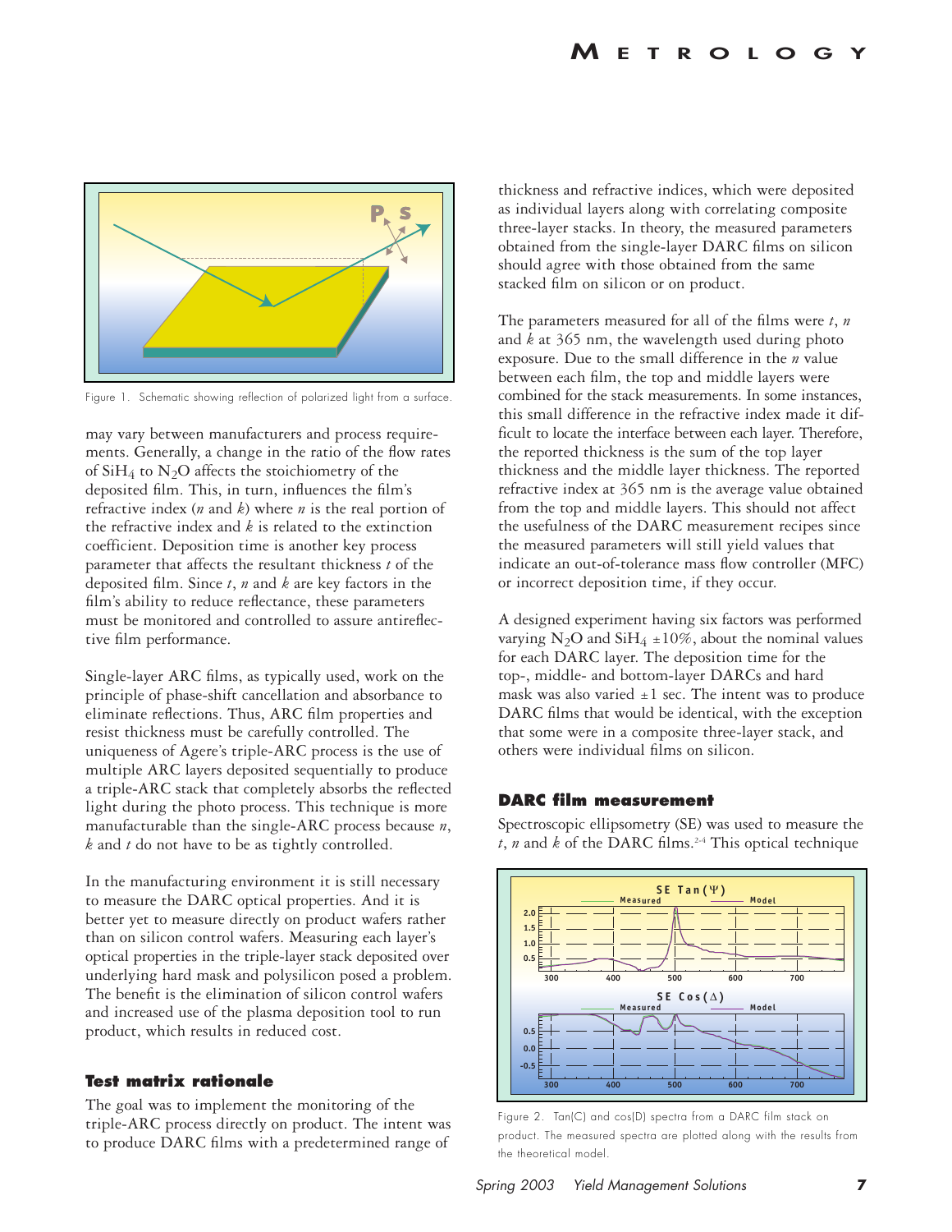Figure 1. Schematic showing reflection of polarized light from a surface.

may vary between manufacturers and process requirements. Generally, a change in the ratio of the flow rates of $SiH_4$ to $N_2O$ affects the stoichiometry of the deposited film. This, in turn, influences the film's refractive index ($n$ and $k$) where $n$ is the real portion of the refractive index and $k$ is related to the extinction coefficient. Deposition time is another key process parameter that affects the resultant thickness $t$ of the deposited film. Since $t$, $n$ and $k$ are key factors in the film's ability to reduce reflectance, these parameters must be monitored and controlled to assure antireflective film performance.

Single-layer ARC films, as typically used, work on the principle of phase-shift cancellation and absorbance to eliminate reflections. Thus, ARC film properties and resist thickness must be carefully controlled. The uniqueness of Agere's triple-ARC process is the use of multiple ARC layers deposited sequentially to produce a triple-ARC stack that completely absorbs the reflected light during the photo process. This technique is more manufacturable than the single-ARC process because $n$, $k$ and $t$ do not have to be as tightly controlled.

In the manufacturing environment it is still necessary to measure the DARC optical properties. And it is better yet to measure directly on product wafers rather than on silicon control wafers. Measuring each layer's optical properties in the triple-layer stack deposited over underlying hard mask and polysilicon posed a problem. The benefit is the elimination of silicon control wafers and increased use of the plasma deposition tool to run product, which results in reduced cost.

### Test matrix rationale

The goal was to implement the monitoring of the triple-ARC process directly on product. The intent was to produce DARC films with a predetermined range of thickness and refractive indices, which were deposited as individual layers along with correlating composite three-layer stacks. In theory, the measured parameters obtained from the single-layer DARC films on silicon should agree with those obtained from the same stacked film on silicon or on product.

The parameters measured for all of the films were $t$, $n$ and $k$ at 365 nm, the wavelength used during photo exposure. Due to the small difference in the $n$ value between each film, the top and middle layers were combined for the stack measurements. In some instances, this small difference in the refractive index made it difficult to locate the interface between each layer. Therefore, the reported thickness is the sum of the top layer thickness and the middle layer thickness. The reported refractive index at 365 nm is the average value obtained from the top and middle layers. This should not affect the usefulness of the DARC measurement recipes since the measured parameters will still yield values that indicate an out-of-tolerance mass flow controller (MFC) or incorrect deposition time, if they occur.

A designed experiment having six factors was performed varying $N_2O$ and $SiH_4$ $\pm10\%$, about the nominal values for each DARC layer. The deposition time for the top-, middle- and bottom-layer DARCs and hard mask was also varied $\pm1$ sec. The intent was to produce DARC films that would be identical, with the exception that some were in a composite three-layer stack, and others were individual films on silicon.

### DARC film measurement

Spectroscopic ellipsometry (SE) was used to measure the $t$, $n$ and $k$ of the DARC films.[2-4] This optical technique

Figure 2. Tan(C) and cos(D) spectra from a DARC film stack on product. The measured spectra are plotted along with the results from the theoretical model.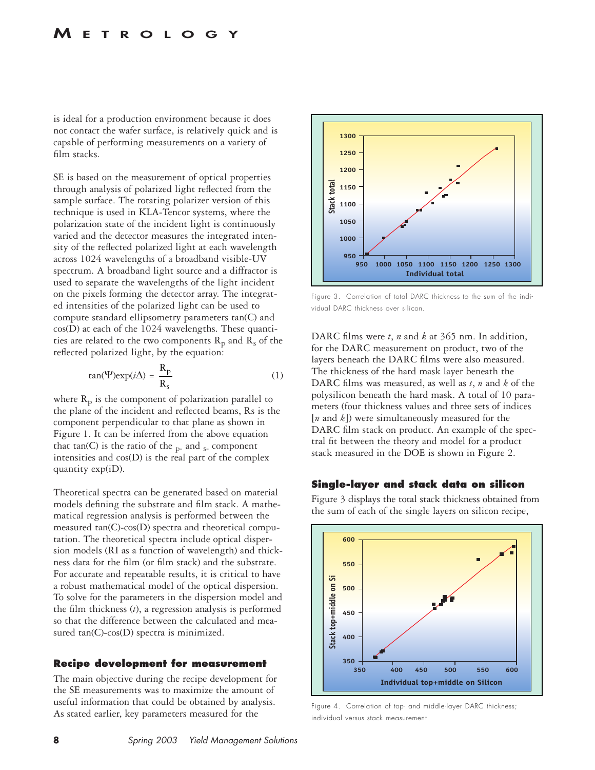is ideal for a production environment because it does not contact the wafer surface, is relatively quick and is capable of performing measurements on a variety of film stacks.

SE is based on the measurement of optical properties through analysis of polarized light reflected from the sample surface. The rotating polarizer version of this technique is used in KLA-Tencor systems, where the polarization state of the incident light is continuously varied and the detector measures the integrated intensity of the reflected polarized light at each wavelength across 1024 wavelengths of a broadband visible-UV spectrum. A broadband light source and a diffractor is used to separate the wavelengths of the light incident on the pixels forming the detector array. The integrated intensities of the polarized light can be used to compute standard ellipsometry parameters tan(C) and cos(D) at each of the 1024 wavelengths. These quantities are related to the two components $R_p$ and $R_s$ of the reflected polarized light, by the equation:

$$\tan(\Psi)\exp(i\Delta) = \frac{R_p}{R_s} \qquad (1)$$

where $R_p$ is the component of polarization parallel to the plane of the incident and reflected beams, Rs is the component perpendicular to that plane as shown in Figure 1. It can be inferred from the above equation that tan(C) is the ratio of the $_{p-}$ and $_{s-}$ component intensities and cos(D) is the real part of the complex quantity exp(iD).

Theoretical spectra can be generated based on material models defining the substrate and film stack. A mathematical regression analysis is performed between the measured tan(C)-cos(D) spectra and theoretical computation. The theoretical spectra include optical dispersion models (RI as a function of wavelength) and thickness data for the film (or film stack) and the substrate. For accurate and repeatable results, it is critical to have a robust mathematical model of the optical dispersion. To solve for the parameters in the dispersion model and the film thickness ($t$), a regression analysis is performed so that the difference between the calculated and measured tan(C)-cos(D) spectra is minimized.

### Recipe development for measurement

The main objective during the recipe development for the SE measurements was to maximize the amount of useful information that could be obtained by analysis. As stated earlier, key parameters measured for the DARC films were $t$, $n$ and $k$ at 365 nm. In addition, for the DARC measurement on product, two of the layers beneath the DARC films were also measured. The thickness of the hard mask layer beneath the DARC films was measured, as well as $t$, $n$ and $k$ of the polysilicon beneath the hard mask. A total of 10 parameters (four thickness values and three sets of indices [$n$ and $k$]) were simultaneously measured for the DARC film stack on product. An example of the spectral fit between the theory and model for a product stack measured in the DOE is shown in Figure 2.

Figure 3. Correlation of total DARC thickness to the sum of the individual DARC thickness over silicon.

### Single-layer and stack data on silicon

Figure 3 displays the total stack thickness obtained from the sum of each of the single layers on silicon recipe,

Figure 4. Correlation of top- and middle-layer DARC thickness; individual versus stack measurement.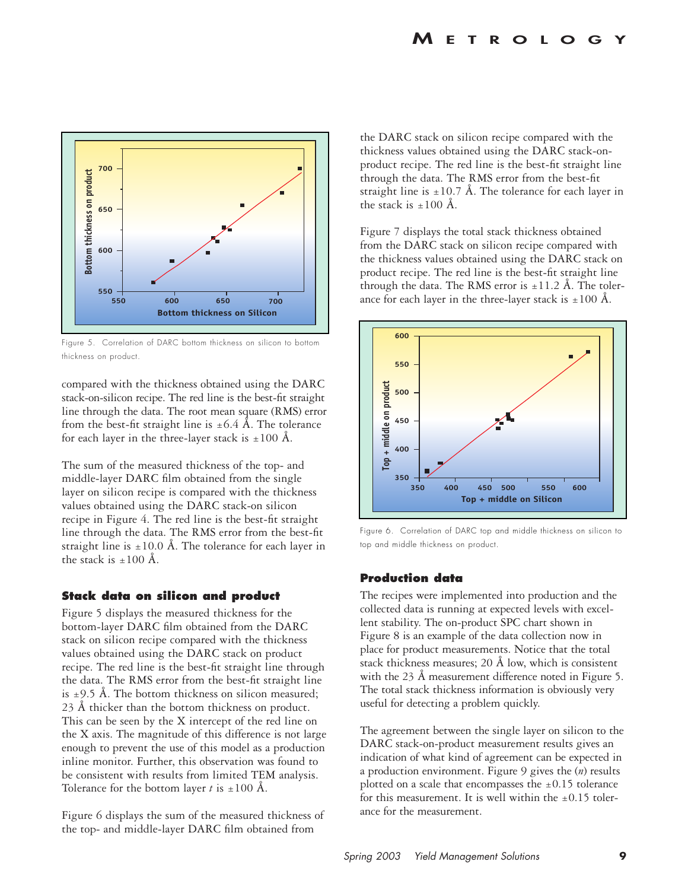Figure 5. Correlation of DARC bottom thickness on silicon to bottom thickness on product.

compared with the thickness obtained using the DARC stack-on-silicon recipe. The red line is the best-fit straight line through the data. The root mean square (RMS) error from the best-fit straight line is ±6.4 Å. The tolerance for each layer in the three-layer stack is ±100 Å.

The sum of the measured thickness of the top- and middle-layer DARC film obtained from the single layer on silicon recipe is compared with the thickness values obtained using the DARC stack-on silicon recipe in Figure 4. The red line is the best-fit straight line through the data. The RMS error from the best-fit straight line is ±10.0 Å. The tolerance for each layer in the stack is ±100 Å.

## Stack data on silicon and product

Figure 5 displays the measured thickness for the bottom-layer DARC film obtained from the DARC stack on silicon recipe compared with the thickness values obtained using the DARC stack on product recipe. The red line is the best-fit straight line through the data. The RMS error from the best-fit straight line is ±9.5 Å. The bottom thickness on silicon measured; 23 Å thicker than the bottom thickness on product. This can be seen by the X intercept of the red line on the X axis. The magnitude of this difference is not large enough to prevent the use of this model as a production inline monitor. Further, this observation was found to be consistent with results from limited TEM analysis. Tolerance for the bottom layer *t* is ±100 Å.

Figure 6 displays the sum of the measured thickness of the top- and middle-layer DARC film obtained from the DARC stack on silicon recipe compared with the thickness values obtained using the DARC stack-on-product recipe. The red line is the best-fit straight line through the data. The RMS error from the best-fit straight line is ±10.7 Å. The tolerance for each layer in the stack is ±100 Å.

Figure 7 displays the total stack thickness obtained from the DARC stack on silicon recipe compared with the thickness values obtained using the DARC stack on product recipe. The red line is the best-fit straight line through the data. The RMS error is ±11.2 Å. The tolerance for each layer in the three-layer stack is ±100 Å.

Figure 6. Correlation of DARC top and middle thickness on silicon to top and middle thickness on product.

## Production data

The recipes were implemented into production and the collected data is running at expected levels with excellent stability. The on-product SPC chart shown in Figure 8 is an example of the data collection now in place for product measurements. Notice that the total stack thickness measures; 20 Å low, which is consistent with the 23 Å measurement difference noted in Figure 5. The total stack thickness information is obviously very useful for detecting a problem quickly.

The agreement between the single layer on silicon to the DARC stack-on-product measurement results gives an indication of what kind of agreement can be expected in a production environment. Figure 9 gives the ($n$) results plotted on a scale that encompasses the ±0.15 tolerance for this measurement. It is well within the ±0.15 tolerance for the measurement.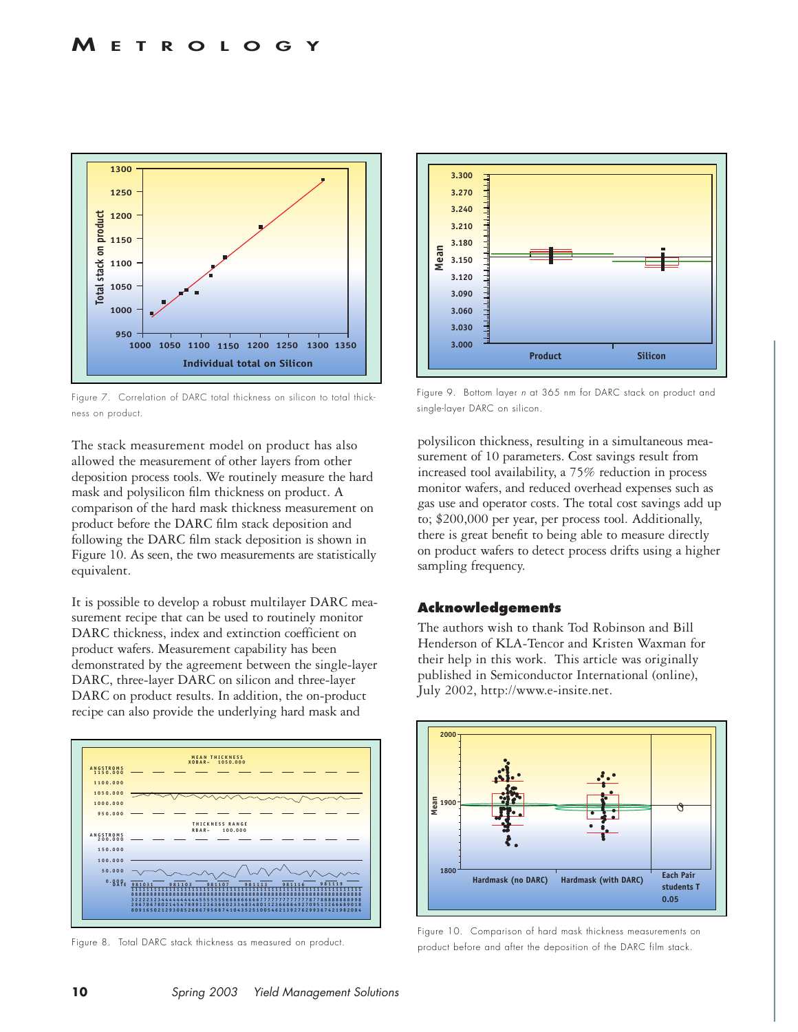Figure 7. Correlation of DARC total thickness on silicon to total thickness on product.

The stack measurement model on product has also allowed the measurement of other layers from other deposition process tools. We routinely measure the hard mask and polysilicon film thickness on product. A comparison of the hard mask thickness measurement on product before the DARC film stack deposition and following the DARC film stack deposition is shown in Figure 10. As seen, the two measurements are statistically equivalent.

It is possible to develop a robust multilayer DARC measurement recipe that can be used to routinely monitor DARC thickness, index and extinction coefficient on product wafers. Measurement capability has been demonstrated by the agreement between the single-layer DARC, three-layer DARC on silicon and three-layer DARC on product results. In addition, the on-product recipe can also provide the underlying hard mask and polysilicon thickness, resulting in a simultaneous measurement of 10 parameters. Cost savings result from increased tool availability, a 75% reduction in process monitor wafers, and reduced overhead expenses such as gas use and operator costs. The total cost savings add up to; $200,000 per year, per process tool. Additionally, there is great benefit to being able to measure directly on product wafers to detect process drifts using a higher sampling frequency.

Figure 8. Total DARC stack thickness as measured on product.

Figure 9. Bottom layer *n* at 365 nm for DARC stack on product and single-layer DARC on silicon.

## Acknowledgements

The authors wish to thank Tod Robinson and Bill Henderson of KLA-Tencor and Kristen Waxman for their help in this work. This article was originally published in Semiconductor International (online), July 2002, http://www.e-insite.net.

Figure 10. Comparison of hard mask thickness measurements on product before and after the deposition of the DARC film stack.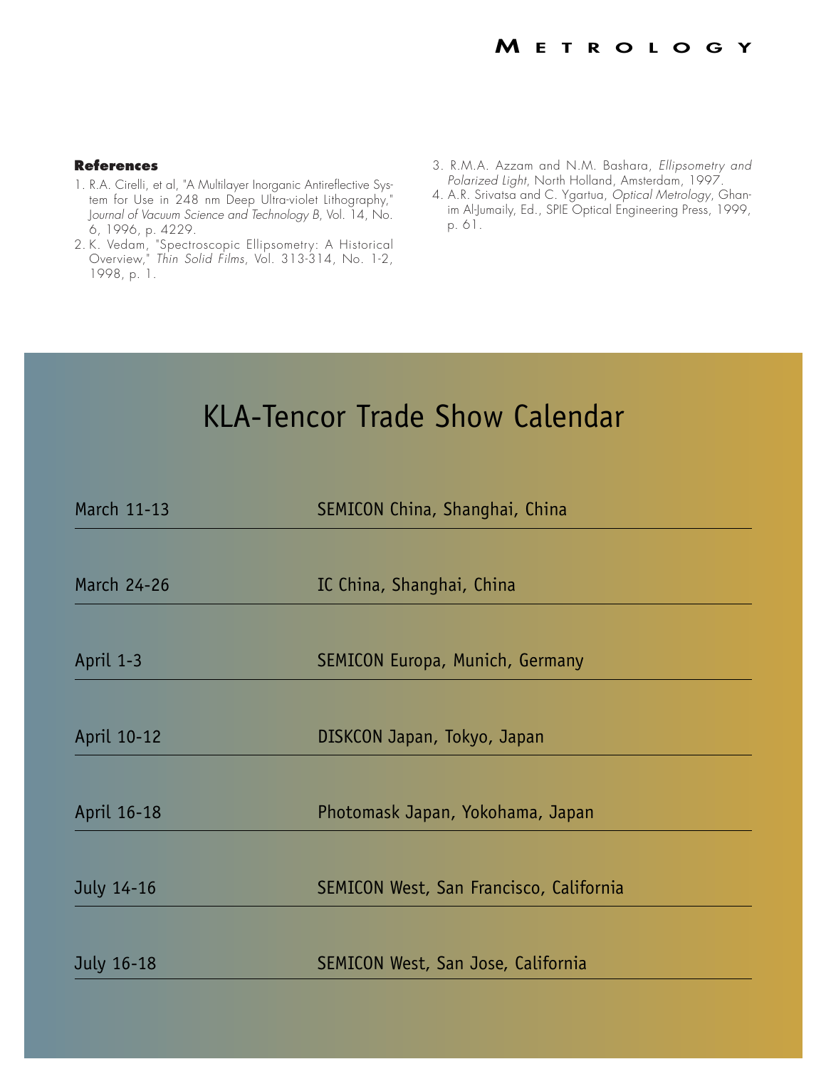### References

1. R.A. Cirelli, et al, "A Multilayer Inorganic Antireflective System for Use in 248 nm Deep Ultra-violet Lithography," *Journal of Vacuum Science and Technology B*, Vol. 14, No. 6, 1996, p. 4229.
2. K. Vedam, "Spectroscopic Ellipsometry: A Historical Overview," *Thin Solid Films*, Vol. 313-314, No. 1-2, 1998, p. 1.
3. R.M.A. Azzam and N.M. Bashara, *Ellipsometry and Polarized Light*, North Holland, Amsterdam, 1997.
4. A.R. Srivatsa and C. Ygartua, *Optical Metrology*, Ghanim Al-Jumaily, Ed., SPIE Optical Engineering Press, 1999, p. 61.

# KLA-Tencor Trade Show Calendar

| | |
|---|---|
| March 11-13 | SEMICON China, Shanghai, China |
| March 24-26 | IC China, Shanghai, China |
| April 1-3 | SEMICON Europa, Munich, Germany |
| April 10-12 | DISKCON Japan, Tokyo, Japan |
| April 16-18 | Photomask Japan, Yokohama, Japan |
| July 14-16 | SEMICON West, San Francisco, California |
| July 16-18 | SEMICON West, San Jose, California |